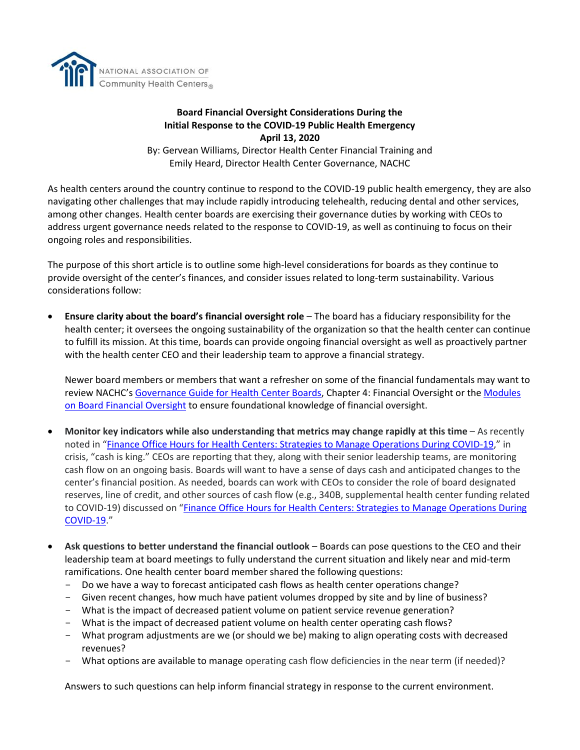NATIONAL ASSOCIATION OF Community Health Centers®

**Board Financial Oversight Considerations During the Initial Response to the COVID-19 Public Health Emergency**
**April 13, 2020**

By: Gervean Williams, Director Health Center Financial Training and Emily Heard, Director Health Center Governance, NACHC

As health centers around the country continue to respond to the COVID-19 public health emergency, they are also navigating other challenges that may include rapidly introducing telehealth, reducing dental and other services, among other changes. Health center boards are exercising their governance duties by working with CEOs to address urgent governance needs related to the response to COVID-19, as well as continuing to focus on their ongoing roles and responsibilities.

The purpose of this short article is to outline some high-level considerations for boards as they continue to provide oversight of the center's finances, and consider issues related to long-term sustainability. Various considerations follow:

- **Ensure clarity about the board's financial oversight role** – The board has a fiduciary responsibility for the health center; it oversees the ongoing sustainability of the organization so that the health center can continue to fulfill its mission. At this time, boards can provide ongoing financial oversight as well as proactively partner with the health center CEO and their leadership team to approve a financial strategy.

  Newer board members or members that want a refresher on some of the financial fundamentals may want to review NACHC's Governance Guide for Health Center Boards, Chapter 4: Financial Oversight or the Modules on Board Financial Oversight to ensure foundational knowledge of financial oversight.

- **Monitor key indicators while also understanding that metrics may change rapidly at this time** – As recently noted in "Finance Office Hours for Health Centers: Strategies to Manage Operations During COVID-19," in crisis, "cash is king." CEOs are reporting that they, along with their senior leadership teams, are monitoring cash flow on an ongoing basis. Boards will want to have a sense of days cash and anticipated changes to the center's financial position. As needed, boards can work with CEOs to consider the role of board designated reserves, line of credit, and other sources of cash flow (e.g., 340B, supplemental health center funding related to COVID-19) discussed on "Finance Office Hours for Health Centers: Strategies to Manage Operations During COVID-19."

- **Ask questions to better understand the financial outlook** – Boards can pose questions to the CEO and their leadership team at board meetings to fully understand the current situation and likely near and mid-term ramifications. One health center board member shared the following questions:
  - Do we have a way to forecast anticipated cash flows as health center operations change?
  - Given recent changes, how much have patient volumes dropped by site and by line of business?
  - What is the impact of decreased patient volume on patient service revenue generation?
  - What is the impact of decreased patient volume on health center operating cash flows?
  - What program adjustments are we (or should we be) making to align operating costs with decreased revenues?
  - What options are available to manage operating cash flow deficiencies in the near term (if needed)?

  Answers to such questions can help inform financial strategy in response to the current environment.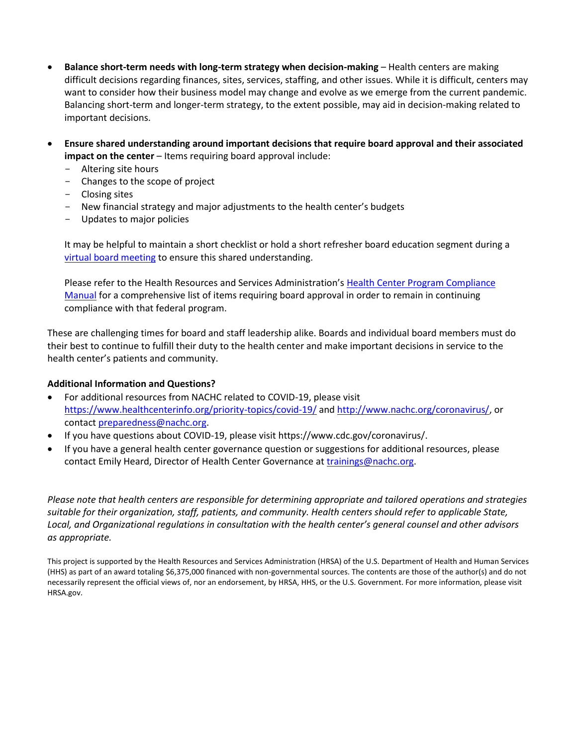- **Balance short-term needs with long-term strategy when decision-making** – Health centers are making difficult decisions regarding finances, sites, services, staffing, and other issues. While it is difficult, centers may want to consider how their business model may change and evolve as we emerge from the current pandemic. Balancing short-term and longer-term strategy, to the extent possible, may aid in decision-making related to important decisions.

- **Ensure shared understanding around important decisions that require board approval and their associated impact on the center** – Items requiring board approval include:
  - Altering site hours
  - Changes to the scope of project
  - Closing sites
  - New financial strategy and major adjustments to the health center's budgets
  - Updates to major policies

  It may be helpful to maintain a short checklist or hold a short refresher board education segment during a virtual board meeting to ensure this shared understanding.

  Please refer to the Health Resources and Services Administration's Health Center Program Compliance Manual for a comprehensive list of items requiring board approval in order to remain in continuing compliance with that federal program.

These are challenging times for board and staff leadership alike. Boards and individual board members must do their best to continue to fulfill their duty to the health center and make important decisions in service to the health center's patients and community.

**Additional Information and Questions?**

- For additional resources from NACHC related to COVID-19, please visit https://www.healthcenterinfo.org/priority-topics/covid-19/ and http://www.nachc.org/coronavirus/, or contact preparedness@nachc.org.
- If you have questions about COVID-19, please visit https://www.cdc.gov/coronavirus/.
- If you have a general health center governance question or suggestions for additional resources, please contact Emily Heard, Director of Health Center Governance at trainings@nachc.org.

*Please note that health centers are responsible for determining appropriate and tailored operations and strategies suitable for their organization, staff, patients, and community. Health centers should refer to applicable State, Local, and Organizational regulations in consultation with the health center's general counsel and other advisors as appropriate.*

This project is supported by the Health Resources and Services Administration (HRSA) of the U.S. Department of Health and Human Services (HHS) as part of an award totaling $6,375,000 financed with non-governmental sources. The contents are those of the author(s) and do not necessarily represent the official views of, nor an endorsement, by HRSA, HHS, or the U.S. Government. For more information, please visit HRSA.gov.